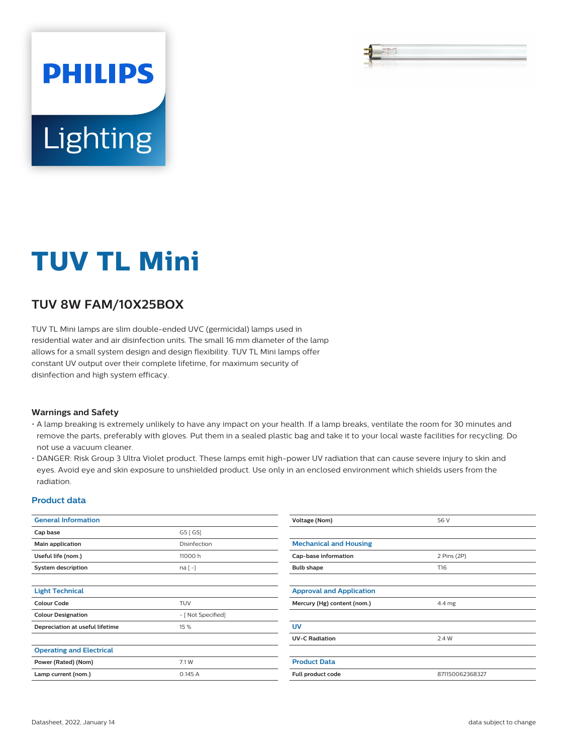# TUV TL Mini

## TUV 8W FAM/10X25BOX

TUV TL Mini lamps are slim double-ended UVC (germicidal) lamps used in residential water and air disinfection units. The small 16 mm diameter of the lamp allows for a small system design and design flexibility. TUV TL Mini lamps offer constant UV output over their complete lifetime, for maximum security of disinfection and high system efficacy.

### Warnings and Safety

- A lamp breaking is extremely unlikely to have any impact on your health. If a lamp breaks, ventilate the room for 30 minutes and remove the parts, preferably with gloves. Put them in a sealed plastic bag and take it to your local waste facilities for recycling. Do not use a vacuum cleaner.
- DANGER: Risk Group 3 Ultra Violet product. These lamps emit high-power UV radiation that can cause severe injury to skin and eyes. Avoid eye and skin exposure to unshielded product. Use only in an enclosed environment which shields users from the radiation.

## Product data

| General Information | |
|---|---|
| Cap base | G5 [ G5] |
| Main application | Disinfection |
| Useful life (nom.) | 11000 h |
| System description | na [ -] |

| Light Technical | |
|---|---|
| Colour Code | TUV |
| Colour Designation | - [ Not Specified] |
| Depreciation at useful lifetime | 15 % |

| Operating and Electrical | |
|---|---|
| Power (Rated) (Nom) | 7.1 W |
| Lamp current (nom.) | 0.145 A |
| Voltage (Nom) | 56 V |

| Mechanical and Housing | |
|---|---|
| Cap-base information | 2 Pins (2P) |
| Bulb shape | T16 |

| Approval and Application | |
|---|---|
| Mercury (Hg) content (nom.) | 4.4 mg |

| UV | |
|---|---|
| UV-C Radiation | 2.4 W |

| Product Data | |
|---|---|
| Full product code | 871150062368327 |

Datasheet, 2022, January 14 — data subject to change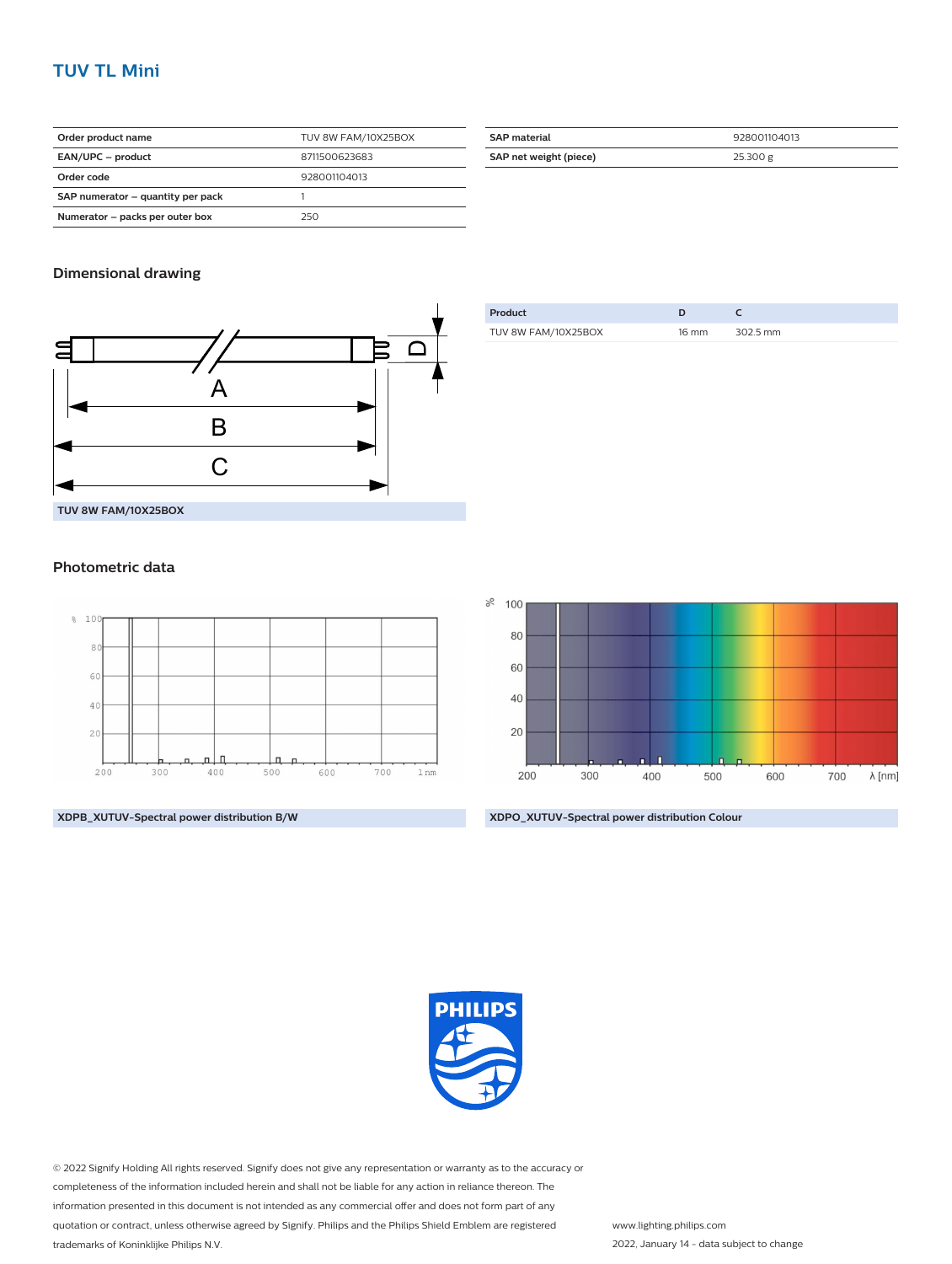## TUV TL Mini

| | |
|---|---|
| **Order product name** | TUV 8W FAM/10X25BOX |
| **EAN/UPC – product** | 8711500623683 |
| **Order code** | 928001104013 |
| **SAP numerator – quantity per pack** | 1 |
| **Numerator – packs per outer box** | 250 |

| | |
|---|---|
| **SAP material** | 928001104013 |
| **SAP net weight (piece)** | 25.300 g |

### Dimensional drawing

A

B

C

D

**TUV 8W FAM/10X25BOX**

| Product | D | C |
|---|---|---|
| TUV 8W FAM/10X25BOX | 16 mm | 302.5 mm |

### Photometric data

% 100
80
60
40
20
200 300 400 500 600 700 1 nm

**XDPB_XUTUV-Spectral power distribution B/W**

% 100
80
60
40
20
200 300 400 500 600 700 λ [nm]

**XDPO_XUTUV-Spectral power distribution Colour**

© 2022 Signify Holding All rights reserved. Signify does not give any representation or warranty as to the accuracy or completeness of the information included herein and shall not be liable for any action in reliance thereon. The information presented in this document is not intended as any commercial offer and does not form part of any quotation or contract, unless otherwise agreed by Signify. Philips and the Philips Shield Emblem are registered trademarks of Koninklijke Philips N.V.

www.lighting.philips.com

2022, January 14 - data subject to change